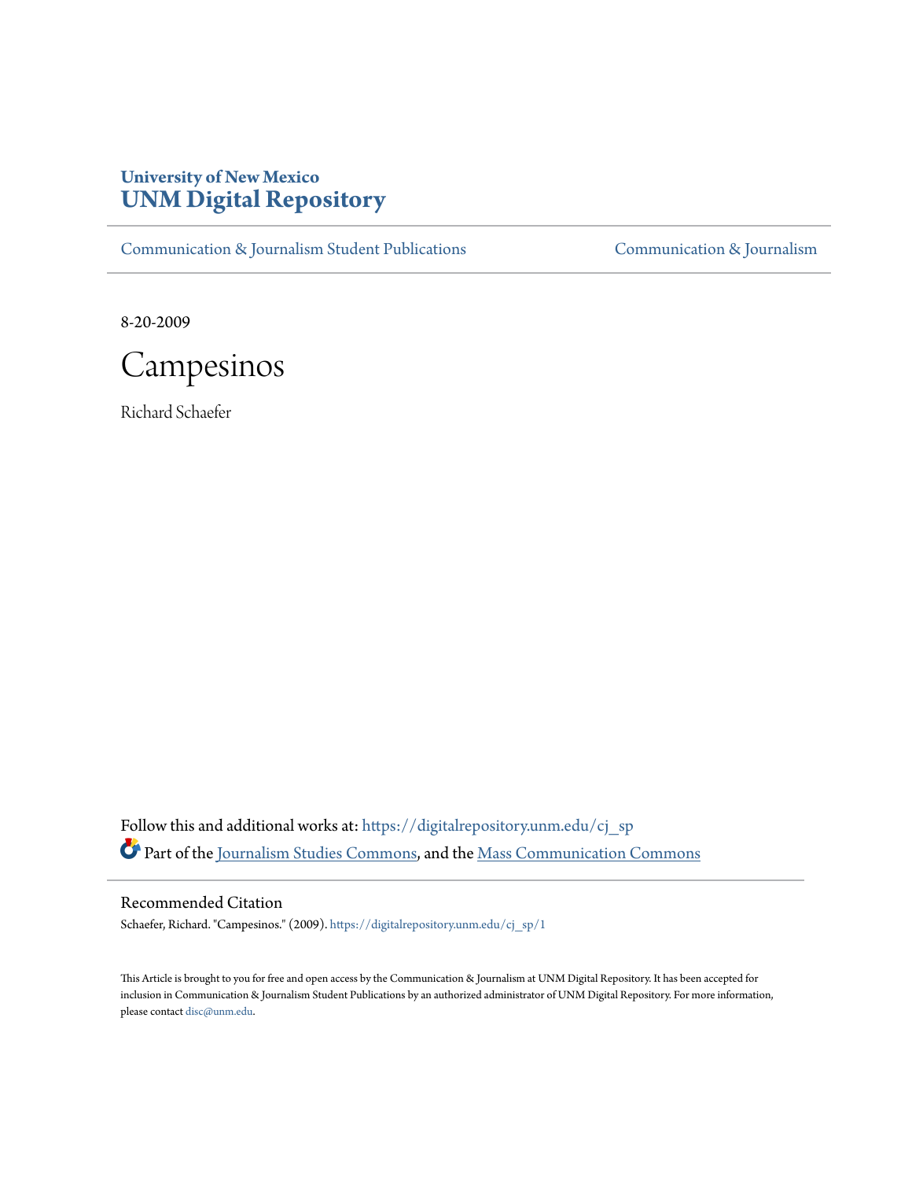**University of New Mexico**
# UNM Digital Repository

Communication & Journalism Student Publications | Communication & Journalism

---

8-20-2009

# Campesinos

Richard Schaefer

Follow this and additional works at: https://digitalrepository.unm.edu/cj_sp

Part of the Journalism Studies Commons, and the Mass Communication Commons

---

## Recommended Citation

Schaefer, Richard. "Campesinos." (2009). https://digitalrepository.unm.edu/cj_sp/1

This Article is brought to you for free and open access by the Communication & Journalism at UNM Digital Repository. It has been accepted for inclusion in Communication & Journalism Student Publications by an authorized administrator of UNM Digital Repository. For more information, please contact disc@unm.edu.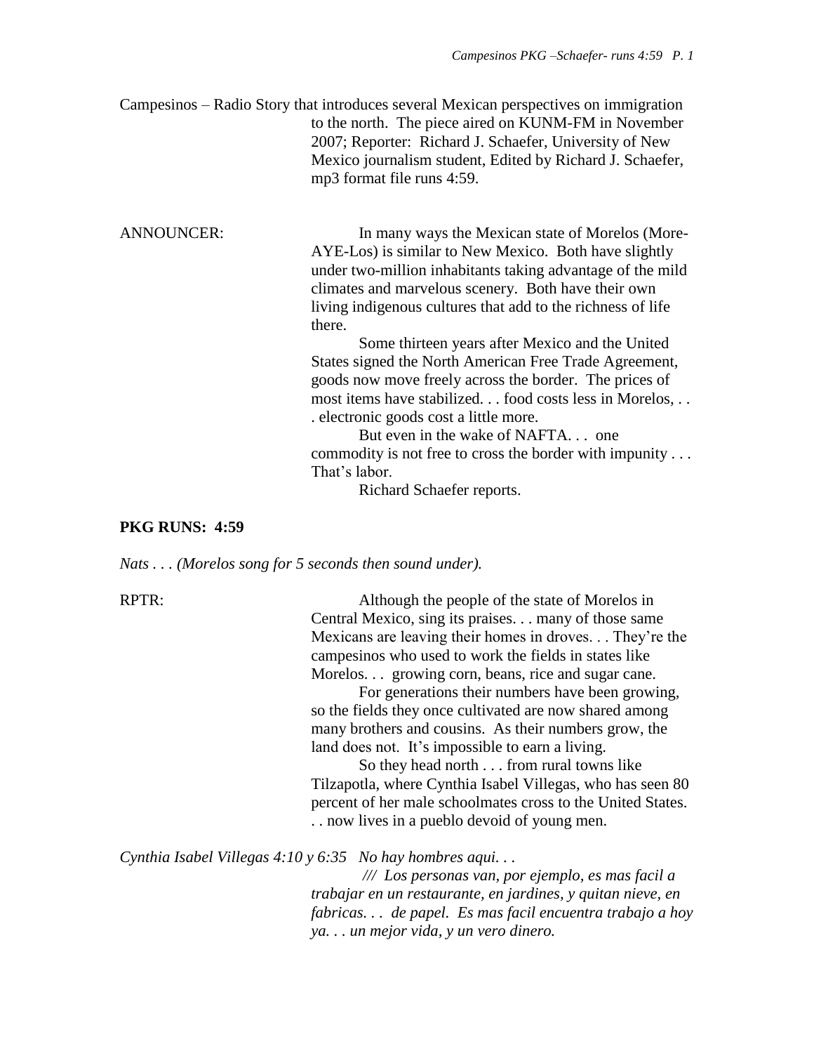Campesinos – Radio Story that introduces several Mexican perspectives on immigration to the north. The piece aired on KUNM-FM in November 2007; Reporter: Richard J. Schaefer, University of New Mexico journalism student, Edited by Richard J. Schaefer, mp3 format file runs 4:59.

ANNOUNCER: In many ways the Mexican state of Morelos (More-AYE-Los) is similar to New Mexico. Both have slightly under two-million inhabitants taking advantage of the mild climates and marvelous scenery. Both have their own living indigenous cultures that add to the richness of life there.

Some thirteen years after Mexico and the United States signed the North American Free Trade Agreement, goods now move freely across the border. The prices of most items have stabilized. . . food costs less in Morelos, . . . electronic goods cost a little more.

But even in the wake of NAFTA. . . one commodity is not free to cross the border with impunity . . . That's labor.

Richard Schaefer reports.

**PKG RUNS: 4:59**

*Nats . . . (Morelos song for 5 seconds then sound under).*

RPTR: Although the people of the state of Morelos in Central Mexico, sing its praises. . . many of those same Mexicans are leaving their homes in droves. . . They're the campesinos who used to work the fields in states like Morelos. . . growing corn, beans, rice and sugar cane.

For generations their numbers have been growing, so the fields they once cultivated are now shared among many brothers and cousins. As their numbers grow, the land does not. It's impossible to earn a living.

So they head north . . . from rural towns like Tilzapotla, where Cynthia Isabel Villegas, who has seen 80 percent of her male schoolmates cross to the United States. . . now lives in a pueblo devoid of young men.

*Cynthia Isabel Villegas 4:10 y 6:35 No hay hombres aqui. . .*

*/// Los personas van, por ejemplo, es mas facil a trabajar en un restaurante, en jardines, y quitan nieve, en fabricas. . . de papel. Es mas facil encuentra trabajo a hoy ya. . . un mejor vida, y un vero dinero.*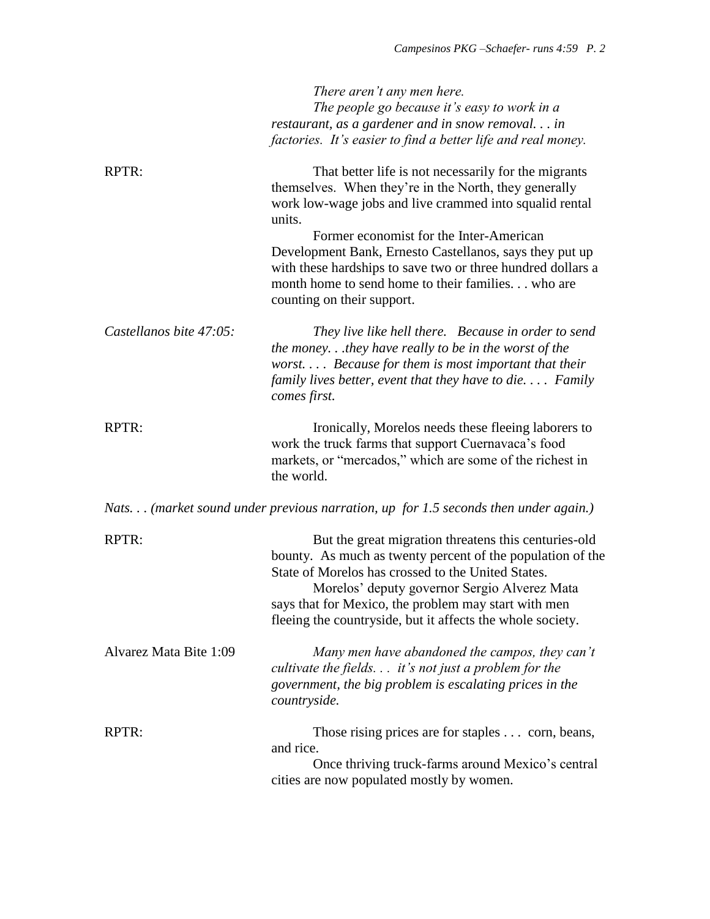*There aren't any men here.*
*The people go because it's easy to work in a restaurant, as a gardener and in snow removal. . . in factories. It's easier to find a better life and real money.*

RPTR: That better life is not necessarily for the migrants themselves. When they're in the North, they generally work low-wage jobs and live crammed into squalid rental units.

Former economist for the Inter-American Development Bank, Ernesto Castellanos, says they put up with these hardships to save two or three hundred dollars a month home to send home to their families. . . who are counting on their support.

*Castellanos bite 47:05:* *They live like hell there. Because in order to send the money. . .they have really to be in the worst of the worst. . . . Because for them is most important that their family lives better, event that they have to die. . . . Family comes first.*

RPTR: Ironically, Morelos needs these fleeing laborers to work the truck farms that support Cuernavaca's food markets, or "mercados," which are some of the richest in the world.

*Nats. . . (market sound under previous narration, up for 1.5 seconds then under again.)*

RPTR: But the great migration threatens this centuries-old bounty. As much as twenty percent of the population of the State of Morelos has crossed to the United States.

Morelos' deputy governor Sergio Alverez Mata says that for Mexico, the problem may start with men fleeing the countryside, but it affects the whole society.

Alvarez Mata Bite 1:09 *Many men have abandoned the campos, they can't cultivate the fields. . . it's not just a problem for the government, the big problem is escalating prices in the countryside.*

RPTR: Those rising prices are for staples . . . corn, beans, and rice.

Once thriving truck-farms around Mexico's central cities are now populated mostly by women.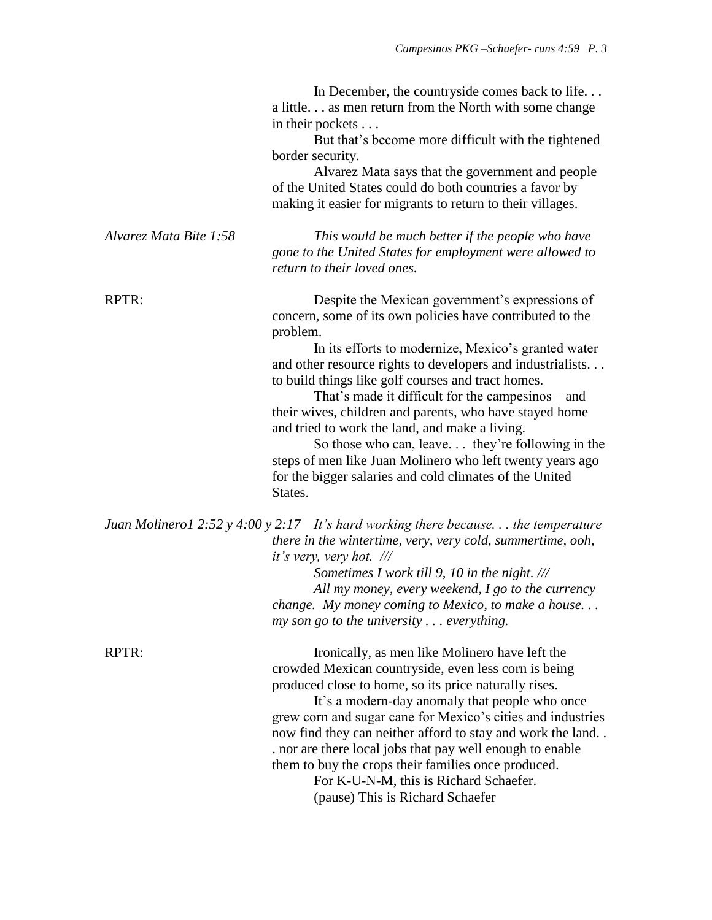In December, the countryside comes back to life. . . a little. . . as men return from the North with some change in their pockets . . .

But that's become more difficult with the tightened border security.

Alvarez Mata says that the government and people of the United States could do both countries a favor by making it easier for migrants to return to their villages.

*Alvarez Mata Bite 1:58*

*This would be much better if the people who have gone to the United States for employment were allowed to return to their loved ones.*

RPTR:

Despite the Mexican government's expressions of concern, some of its own policies have contributed to the problem.

In its efforts to modernize, Mexico's granted water and other resource rights to developers and industrialists. . . to build things like golf courses and tract homes.

That's made it difficult for the campesinos – and their wives, children and parents, who have stayed home and tried to work the land, and make a living.

So those who can, leave. . . they're following in the steps of men like Juan Molinero who left twenty years ago for the bigger salaries and cold climates of the United States.

*Juan Molinero1 2:52 y 4:00 y 2:17*

*It's hard working there because. . . the temperature there in the wintertime, very, very cold, summertime, ooh, it's very, very hot. ///*

*Sometimes I work till 9, 10 in the night. ///*

*All my money, every weekend, I go to the currency change. My money coming to Mexico, to make a house. . . my son go to the university . . . everything.*

RPTR:

Ironically, as men like Molinero have left the crowded Mexican countryside, even less corn is being produced close to home, so its price naturally rises.

It's a modern-day anomaly that people who once grew corn and sugar cane for Mexico's cities and industries now find they can neither afford to stay and work the land. . . nor are there local jobs that pay well enough to enable them to buy the crops their families once produced.

For K-U-N-M, this is Richard Schaefer.

(pause) This is Richard Schaefer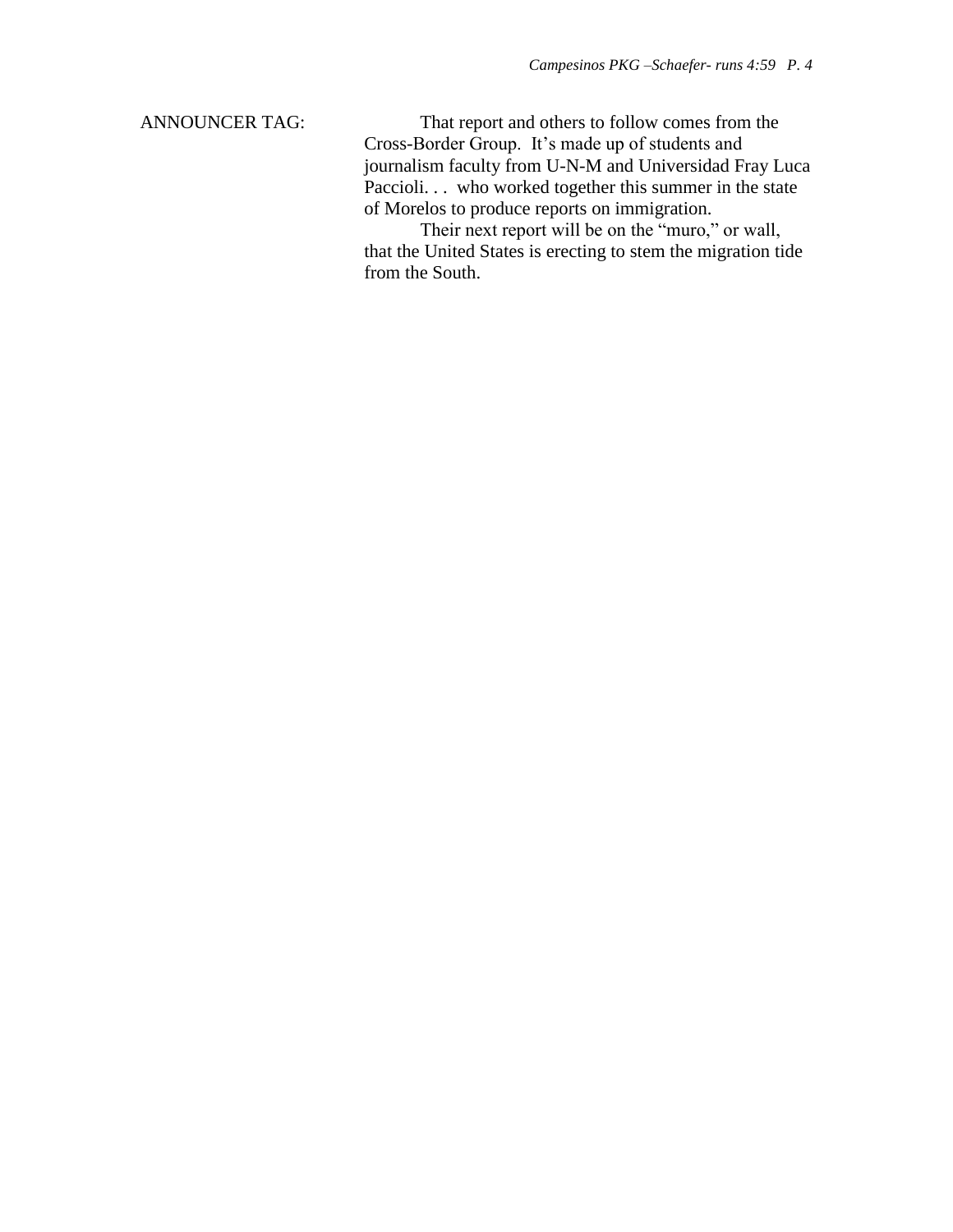ANNOUNCER TAG: That report and others to follow comes from the Cross-Border Group. It's made up of students and journalism faculty from U-N-M and Universidad Fray Luca Paccioli. . . who worked together this summer in the state of Morelos to produce reports on immigration.

Their next report will be on the "muro," or wall, that the United States is erecting to stem the migration tide from the South.